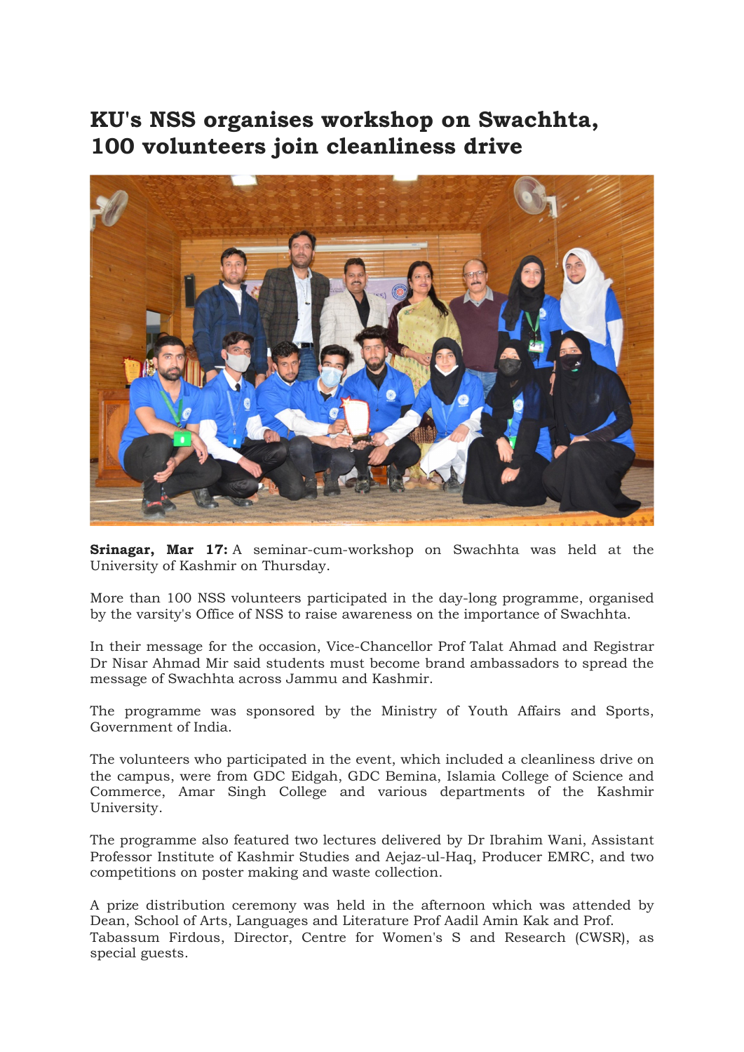# KU's NSS organises workshop on Swachhta, 100 volunteers join cleanliness drive

**Srinagar, Mar 17:** A seminar-cum-workshop on Swachhta was held at the University of Kashmir on Thursday.

More than 100 NSS volunteers participated in the day-long programme, organised by the varsity's Office of NSS to raise awareness on the importance of Swachhta.

In their message for the occasion, Vice-Chancellor Prof Talat Ahmad and Registrar Dr Nisar Ahmad Mir said students must become brand ambassadors to spread the message of Swachhta across Jammu and Kashmir.

The programme was sponsored by the Ministry of Youth Affairs and Sports, Government of India.

The volunteers who participated in the event, which included a cleanliness drive on the campus, were from GDC Eidgah, GDC Bemina, Islamia College of Science and Commerce, Amar Singh College and various departments of the Kashmir University.

The programme also featured two lectures delivered by Dr Ibrahim Wani, Assistant Professor Institute of Kashmir Studies and Aejaz-ul-Haq, Producer EMRC, and two competitions on poster making and waste collection.

A prize distribution ceremony was held in the afternoon which was attended by Dean, School of Arts, Languages and Literature Prof Aadil Amin Kak and Prof. Tabassum Firdous, Director, Centre for Women's S and Research (CWSR), as special guests.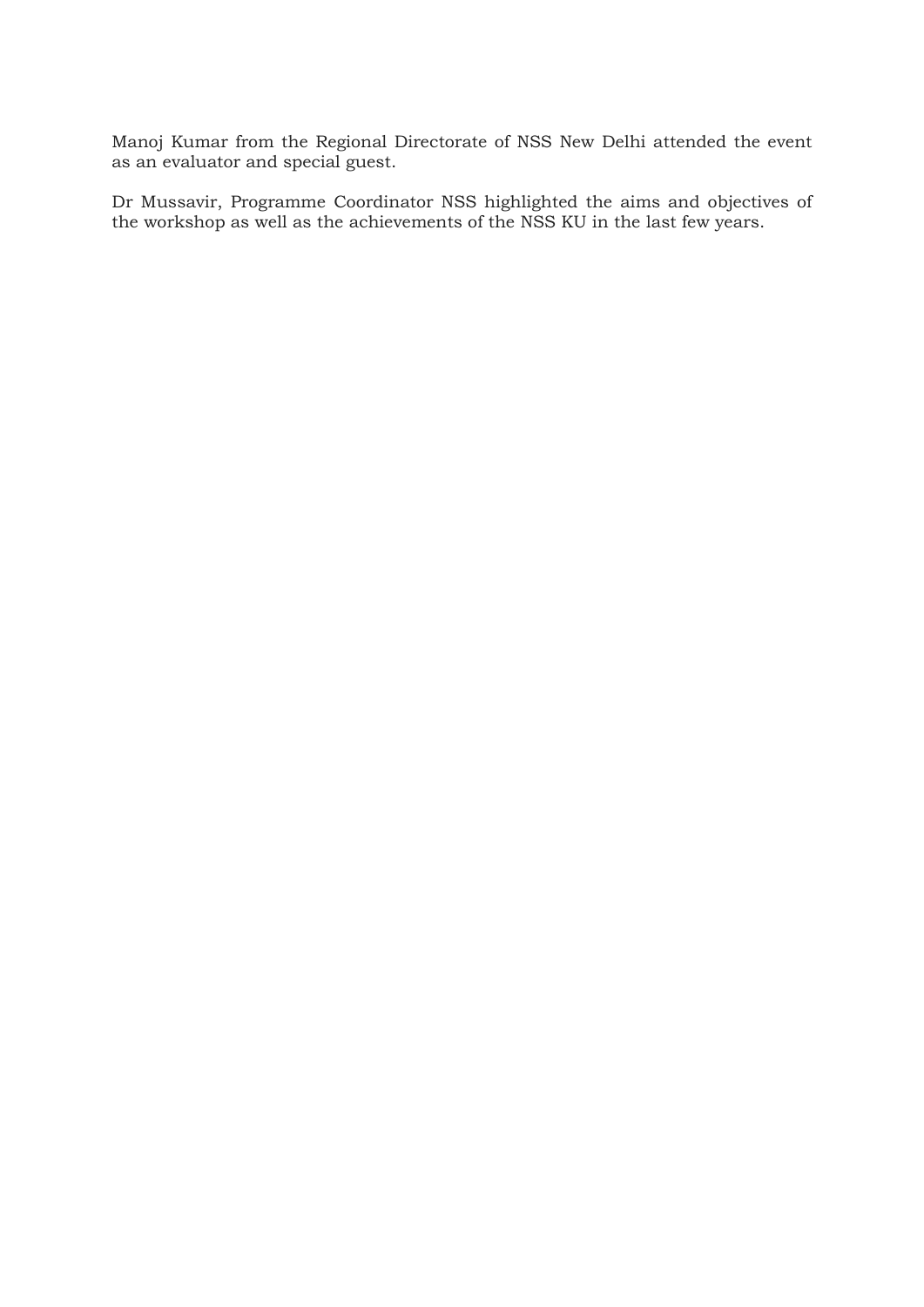Manoj Kumar from the Regional Directorate of NSS New Delhi attended the event as an evaluator and special guest.

Dr Mussavir, Programme Coordinator NSS highlighted the aims and objectives of the workshop as well as the achievements of the NSS KU in the last few years.